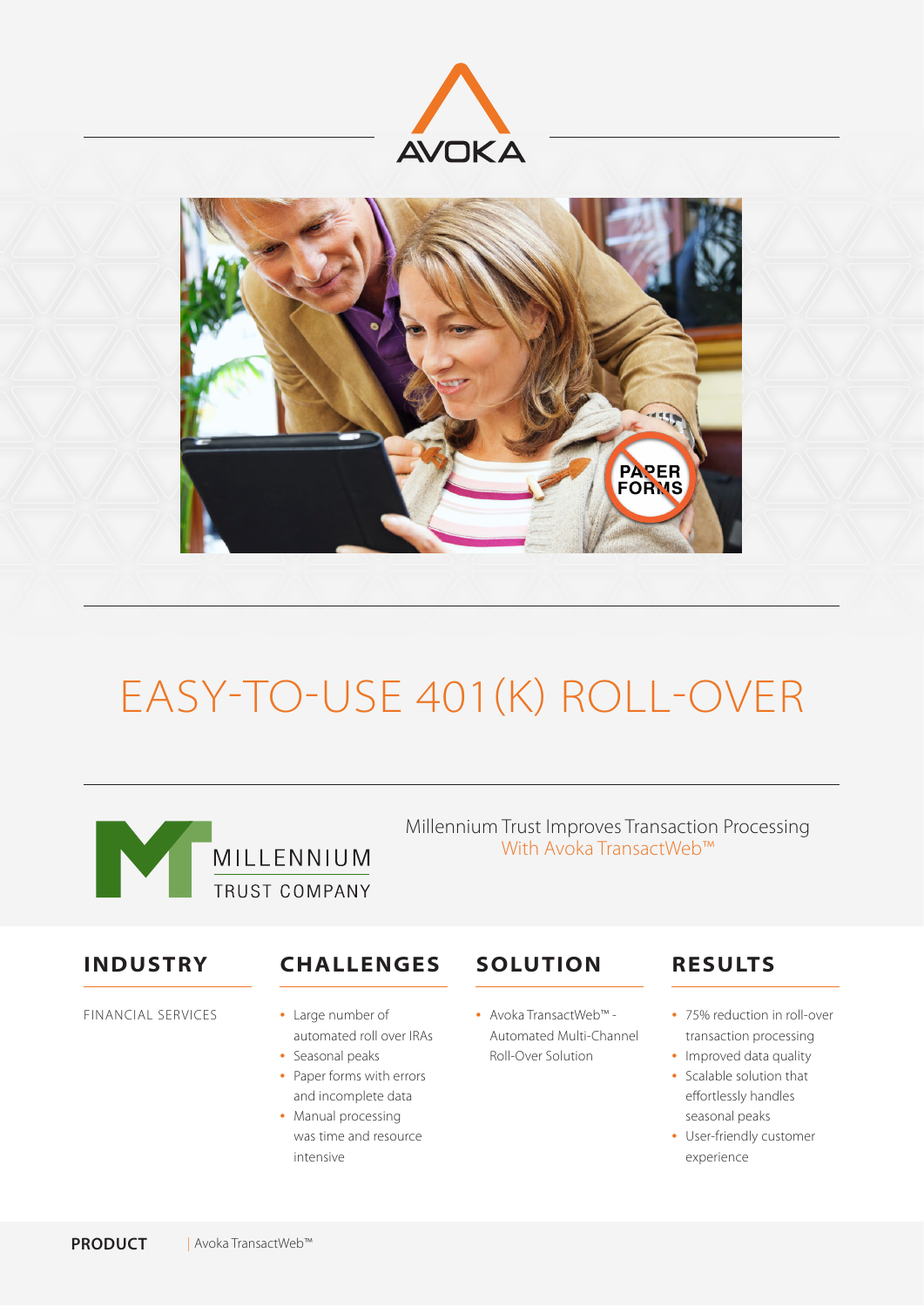AVOKA

# EASY-TO-USE 401(K) ROLL-OVER

MILLENNIUM TRUST COMPANY

Millennium Trust Improves Transaction Processing With Avoka TransactWeb™

## INDUSTRY

FINANCIAL SERVICES

## CHALLENGES

- Large number of automated roll over IRAs
- Seasonal peaks
- Paper forms with errors and incomplete data
- Manual processing was time and resource intensive

## SOLUTION

- Avoka TransactWeb™ - Automated Multi-Channel Roll-Over Solution

## RESULTS

- 75% reduction in roll-over transaction processing
- Improved data quality
- Scalable solution that effortlessly handles seasonal peaks
- User-friendly customer experience

**PRODUCT** | Avoka TransactWeb™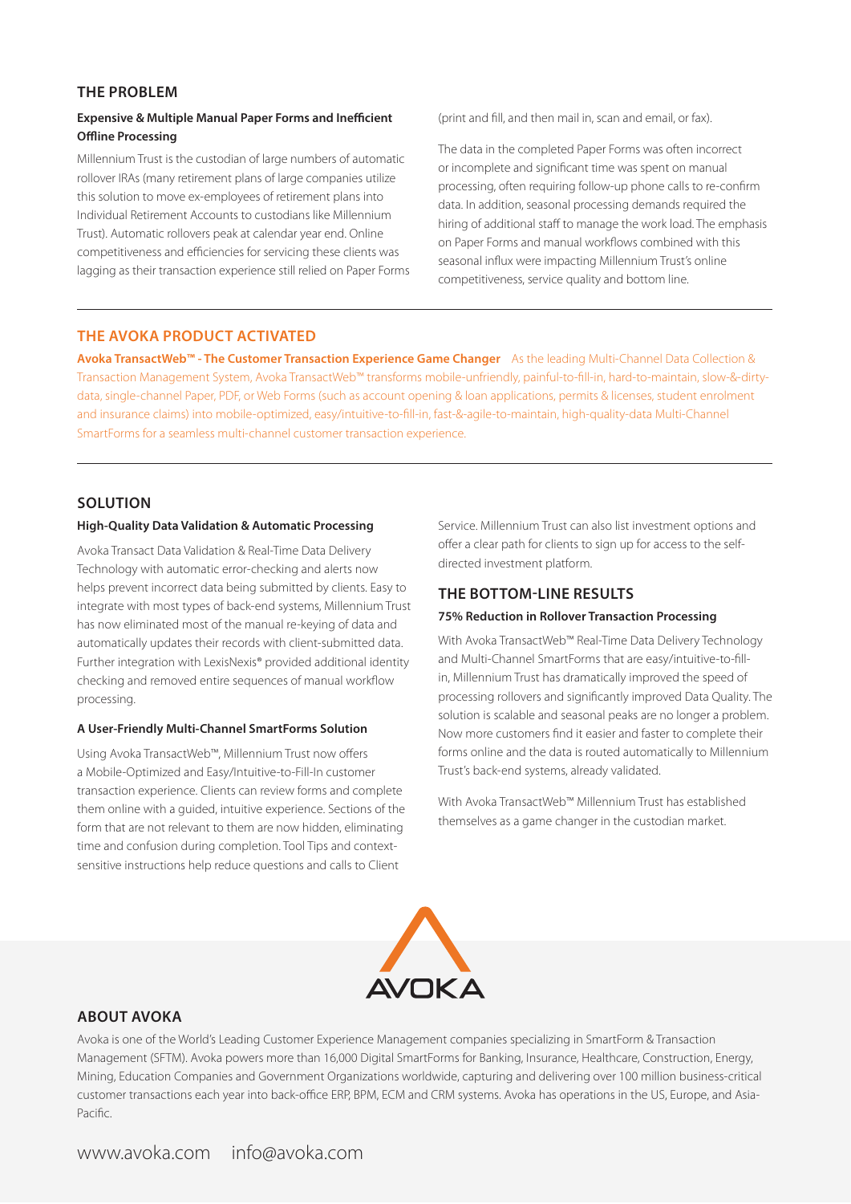## THE PROBLEM

**Expensive & Multiple Manual Paper Forms and Inefficient Offline Processing**

Millennium Trust is the custodian of large numbers of automatic rollover IRAs (many retirement plans of large companies utilize this solution to move ex-employees of retirement plans into Individual Retirement Accounts to custodians like Millennium Trust). Automatic rollovers peak at calendar year end. Online competitiveness and efficiencies for servicing these clients was lagging as their transaction experience still relied on Paper Forms (print and fill, and then mail in, scan and email, or fax).

The data in the completed Paper Forms was often incorrect or incomplete and significant time was spent on manual processing, often requiring follow-up phone calls to re-confirm data. In addition, seasonal processing demands required the hiring of additional staff to manage the work load. The emphasis on Paper Forms and manual workflows combined with this seasonal influx were impacting Millennium Trust's online competitiveness, service quality and bottom line.

## THE AVOKA PRODUCT ACTIVATED

**Avoka TransactWeb™ - The Customer Transaction Experience Game Changer** As the leading Multi-Channel Data Collection & Transaction Management System, Avoka TransactWeb™ transforms mobile-unfriendly, painful-to-fill-in, hard-to-maintain, slow-&-dirty-data, single-channel Paper, PDF, or Web Forms (such as account opening & loan applications, permits & licenses, student enrolment and insurance claims) into mobile-optimized, easy/intuitive-to-fill-in, fast-&-agile-to-maintain, high-quality-data Multi-Channel SmartForms for a seamless multi-channel customer transaction experience.

## SOLUTION

**High-Quality Data Validation & Automatic Processing**

Avoka Transact Data Validation & Real-Time Data Delivery Technology with automatic error-checking and alerts now helps prevent incorrect data being submitted by clients. Easy to integrate with most types of back-end systems, Millennium Trust has now eliminated most of the manual re-keying of data and automatically updates their records with client-submitted data. Further integration with LexisNexis® provided additional identity checking and removed entire sequences of manual workflow processing.

**A User-Friendly Multi-Channel SmartForms Solution**

Using Avoka TransactWeb™, Millennium Trust now offers a Mobile-Optimized and Easy/Intuitive-to-Fill-In customer transaction experience. Clients can review forms and complete them online with a guided, intuitive experience. Sections of the form that are not relevant to them are now hidden, eliminating time and confusion during completion. Tool Tips and context-sensitive instructions help reduce questions and calls to Client Service. Millennium Trust can also list investment options and offer a clear path for clients to sign up for access to the self-directed investment platform.

## THE BOTTOM-LINE RESULTS

**75% Reduction in Rollover Transaction Processing**

With Avoka TransactWeb™ Real-Time Data Delivery Technology and Multi-Channel SmartForms that are easy/intuitive-to-fill-in, Millennium Trust has dramatically improved the speed of processing rollovers and significantly improved Data Quality. The solution is scalable and seasonal peaks are no longer a problem. Now more customers find it easier and faster to complete their forms online and the data is routed automatically to Millennium Trust's back-end systems, already validated.

With Avoka TransactWeb™ Millennium Trust has established themselves as a game changer in the custodian market.

AVOKA

## ABOUT AVOKA

Avoka is one of the World's Leading Customer Experience Management companies specializing in SmartForm & Transaction Management (SFTM). Avoka powers more than 16,000 Digital SmartForms for Banking, Insurance, Healthcare, Construction, Energy, Mining, Education Companies and Government Organizations worldwide, capturing and delivering over 100 million business-critical customer transactions each year into back-office ERP, BPM, ECM and CRM systems. Avoka has operations in the US, Europe, and Asia-Pacific.

www.avoka.com info@avoka.com